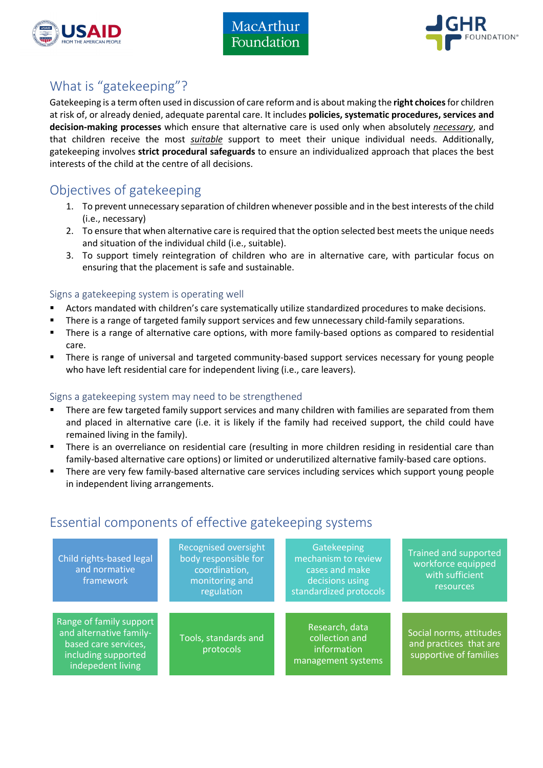## What is "gatekeeping"?

Gatekeeping is a term often used in discussion of care reform and is about making the **right choices** for children at risk of, or already denied, adequate parental care. It includes **policies, systematic procedures, services and decision-making processes** which ensure that alternative care is used only when absolutely *necessary*, and that children receive the most *suitable* support to meet their unique individual needs. Additionally, gatekeeping involves **strict procedural safeguards** to ensure an individualized approach that places the best interests of the child at the centre of all decisions.

## Objectives of gatekeeping

1. To prevent unnecessary separation of children whenever possible and in the best interests of the child (i.e., necessary)
2. To ensure that when alternative care is required that the option selected best meets the unique needs and situation of the individual child (i.e., suitable).
3. To support timely reintegration of children who are in alternative care, with particular focus on ensuring that the placement is safe and sustainable.

### Signs a gatekeeping system is operating well

- Actors mandated with children's care systematically utilize standardized procedures to make decisions.
- There is a range of targeted family support services and few unnecessary child-family separations.
- There is a range of alternative care options, with more family-based options as compared to residential care.
- There is range of universal and targeted community-based support services necessary for young people who have left residential care for independent living (i.e., care leavers).

### Signs a gatekeeping system may need to be strengthened

- There are few targeted family support services and many children with families are separated from them and placed in alternative care (i.e. it is likely if the family had received support, the child could have remained living in the family).
- There is an overreliance on residential care (resulting in more children residing in residential care than family-based alternative care options) or limited or underutilized alternative family-based care options.
- There are very few family-based alternative care services including services which support young people in independent living arrangements.

## Essential components of effective gatekeeping systems

- Child rights-based legal and normative framework
- Recognised oversight body responsible for coordination, monitoring and regulation
- Gatekeeping mechanism to review cases and make decisions using standardized protocols
- Trained and supported workforce equipped with sufficient resources
- Range of family support and alternative family-based care services, including supported indepedent living
- Tools, standards and protocols
- Research, data collection and information management systems
- Social norms, attitudes and practices that are supportive of families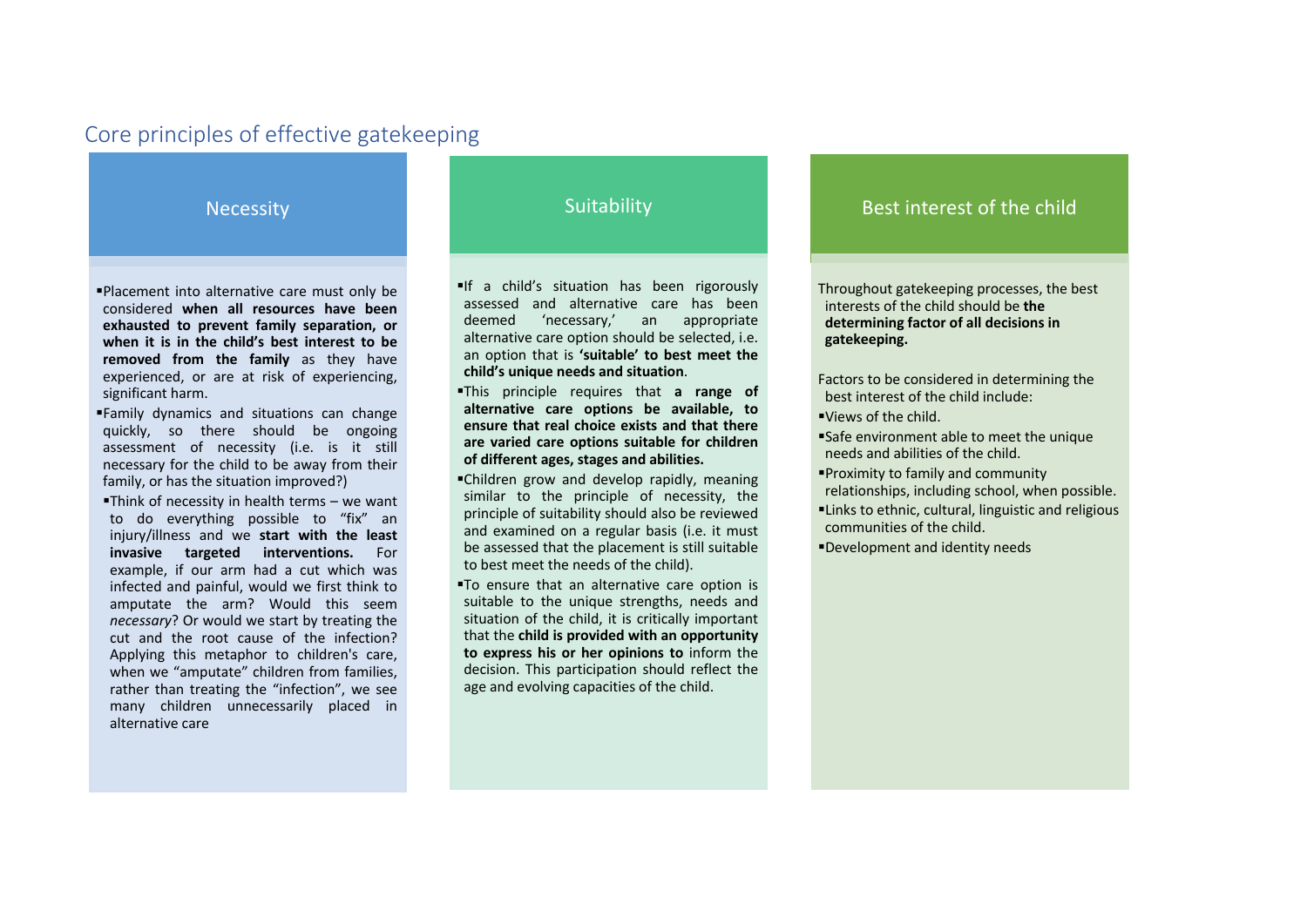## Core principles of effective gatekeeping

### Necessity

- Placement into alternative care must only be considered **when all resources have been exhausted to prevent family separation, or when it is in the child's best interest to be removed from the family** as they have experienced, or are at risk of experiencing, significant harm.
- Family dynamics and situations can change quickly, so there should be ongoing assessment of necessity (i.e. is it still necessary for the child to be away from their family, or has the situation improved?)
- Think of necessity in health terms – we want to do everything possible to "fix" an injury/illness and we **start with the least invasive targeted interventions.** For example, if our arm had a cut which was infected and painful, would we first think to amputate the arm? Would this seem *necessary*? Or would we start by treating the cut and the root cause of the infection? Applying this metaphor to children's care, when we "amputate" children from families, rather than treating the "infection", we see many children unnecessarily placed in alternative care

### Suitability

- If a child's situation has been rigorously assessed and alternative care has been deemed 'necessary,' an appropriate alternative care option should be selected, i.e. an option that is **'suitable' to best meet the child's unique needs and situation**.
- This principle requires that **a range of alternative care options be available, to ensure that real choice exists and that there are varied care options suitable for children of different ages, stages and abilities.**
- Children grow and develop rapidly, meaning similar to the principle of necessity, the principle of suitability should also be reviewed and examined on a regular basis (i.e. it must be assessed that the placement is still suitable to best meet the needs of the child).
- To ensure that an alternative care option is suitable to the unique strengths, needs and situation of the child, it is critically important that the **child is provided with an opportunity to express his or her opinions to** inform the decision. This participation should reflect the age and evolving capacities of the child.

### Best interest of the child

Throughout gatekeeping processes, the best interests of the child should be **the determining factor of all decisions in gatekeeping.**

Factors to be considered in determining the best interest of the child include:

- Views of the child.
- Safe environment able to meet the unique needs and abilities of the child.
- Proximity to family and community relationships, including school, when possible.
- Links to ethnic, cultural, linguistic and religious communities of the child.
- Development and identity needs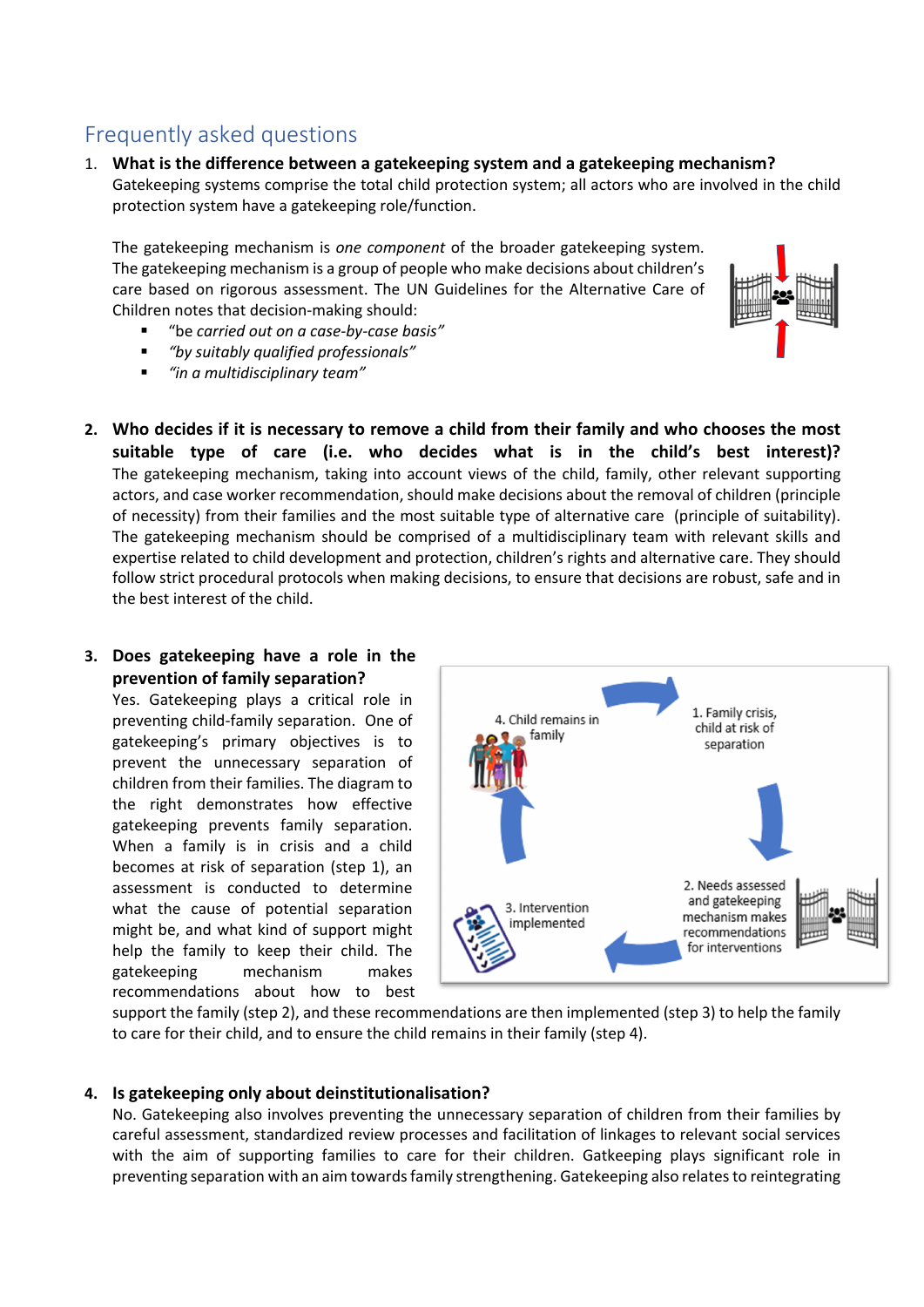## Frequently asked questions

1. **What is the difference between a gatekeeping system and a gatekeeping mechanism?**
   Gatekeeping systems comprise the total child protection system; all actors who are involved in the child protection system have a gatekeeping role/function.

   The gatekeeping mechanism is *one component* of the broader gatekeeping system. The gatekeeping mechanism is a group of people who make decisions about children's care based on rigorous assessment. The UN Guidelines for the Alternative Care of Children notes that decision-making should:
   - "be *carried out on a case-by-case basis"*
   - *"by suitably qualified professionals"*
   - *"in a multidisciplinary team"*

2. **Who decides if it is necessary to remove a child from their family and who chooses the most suitable type of care (i.e. who decides what is in the child's best interest)?**
   The gatekeeping mechanism, taking into account views of the child, family, other relevant supporting actors, and case worker recommendation, should make decisions about the removal of children (principle of necessity) from their families and the most suitable type of alternative care (principle of suitability). The gatekeeping mechanism should be comprised of a multidisciplinary team with relevant skills and expertise related to child development and protection, children's rights and alternative care. They should follow strict procedural protocols when making decisions, to ensure that decisions are robust, safe and in the best interest of the child.

3. **Does gatekeeping have a role in the prevention of family separation?**
   Yes. Gatekeeping plays a critical role in preventing child-family separation. One of gatekeeping's primary objectives is to prevent the unnecessary separation of children from their families. The diagram to the right demonstrates how effective gatekeeping prevents family separation. When a family is in crisis and a child becomes at risk of separation (step 1), an assessment is conducted to determine what the cause of potential separation might be, and what kind of support might help the family to keep their child. The gatekeeping mechanism makes recommendations about how to best support the family (step 2), and these recommendations are then implemented (step 3) to help the family to care for their child, and to ensure the child remains in their family (step 4).

   1. Family crisis, child at risk of separation
   2. Needs assessed and gatekeeping mechanism makes recommendations for interventions
   3. Intervention implemented
   4. Child remains in family

4. **Is gatekeeping only about deinstitutionalisation?**
   No. Gatekeeping also involves preventing the unnecessary separation of children from their families by careful assessment, standardized review processes and facilitation of linkages to relevant social services with the aim of supporting families to care for their children. Gatkeeping plays significant role in preventing separation with an aim towards family strengthening. Gatekeeping also relates to reintegrating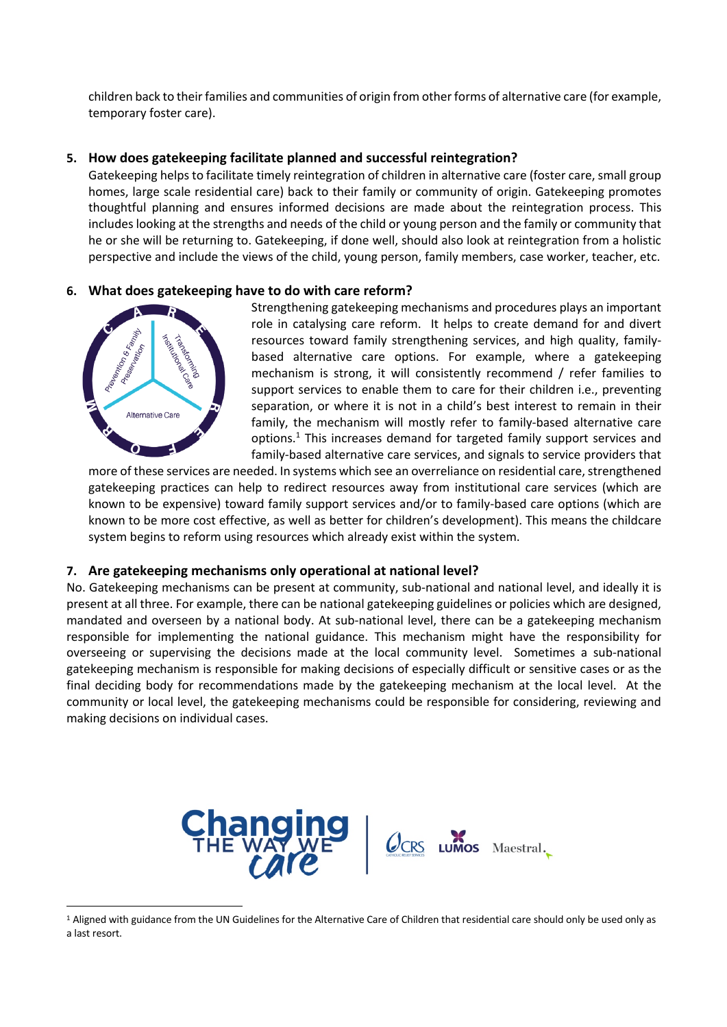children back to their families and communities of origin from other forms of alternative care (for example, temporary foster care).

5. **How does gatekeeping facilitate planned and successful reintegration?**
Gatekeeping helps to facilitate timely reintegration of children in alternative care (foster care, small group homes, large scale residential care) back to their family or community of origin. Gatekeeping promotes thoughtful planning and ensures informed decisions are made about the reintegration process. This includes looking at the strengths and needs of the child or young person and the family or community that he or she will be returning to. Gatekeeping, if done well, should also look at reintegration from a holistic perspective and include the views of the child, young person, family members, case worker, teacher, etc.

6. **What does gatekeeping have to do with care reform?**

CARE REFORM

Prevention & Family Preservation

Transforming Institutional Care

Alternative Care

Strengthening gatekeeping mechanisms and procedures plays an important role in catalysing care reform. It helps to create demand for and divert resources toward family strengthening services, and high quality, family-based alternative care options. For example, where a gatekeeping mechanism is strong, it will consistently recommend / refer families to support services to enable them to care for their children i.e., preventing separation, or where it is not in a child's best interest to remain in their family, the mechanism will mostly refer to family-based alternative care options.[1] This increases demand for targeted family support services and family-based alternative care services, and signals to service providers that more of these services are needed. In systems which see an overreliance on residential care, strengthened gatekeeping practices can help to redirect resources away from institutional care services (which are known to be expensive) toward family support services and/or to family-based care options (which are known to be more cost effective, as well as better for children's development). This means the childcare system begins to reform using resources which already exist within the system.

7. **Are gatekeeping mechanisms only operational at national level?**

No. Gatekeeping mechanisms can be present at community, sub-national and national level, and ideally it is present at all three. For example, there can be national gatekeeping guidelines or policies which are designed, mandated and overseen by a national body. At sub-national level, there can be a gatekeeping mechanism responsible for implementing the national guidance. This mechanism might have the responsibility for overseeing or supervising the decisions made at the local community level. Sometimes a sub-national gatekeeping mechanism is responsible for making decisions of especially difficult or sensitive cases or as the final deciding body for recommendations made by the gatekeeping mechanism at the local level. At the community or local level, the gatekeeping mechanisms could be responsible for considering, reviewing and making decisions on individual cases.

Changing THE WAY WE care | CRS CATHOLIC RELIEF SERVICES | LUMOS | Maestral.

[1] Aligned with guidance from the UN Guidelines for the Alternative Care of Children that residential care should only be used only as a last resort.